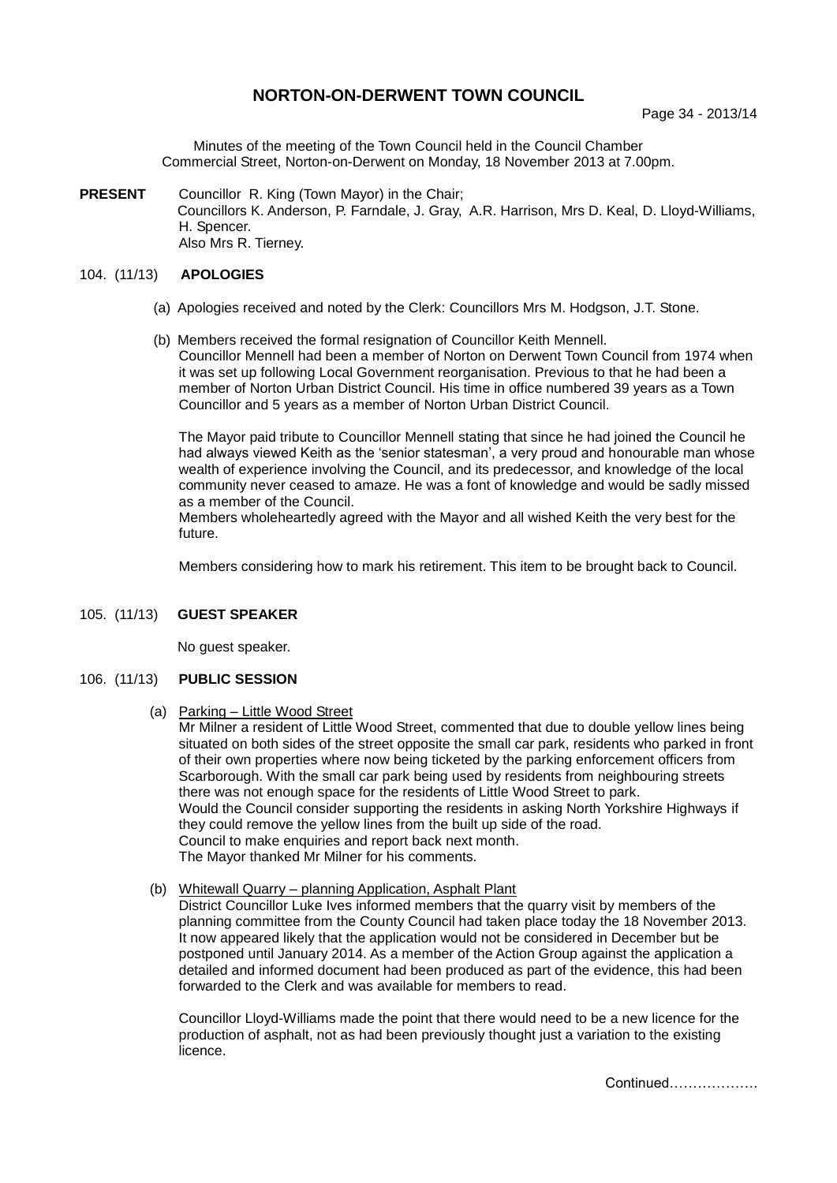# NORTON-ON-DERWENT TOWN COUNCIL

Minutes of the meeting of the Town Council held in the Council Chamber Commercial Street, Norton-on-Derwent on Monday, 18 November 2013 at 7.00pm.

**PRESENT** Councillor R. King (Town Mayor) in the Chair;
Councillors K. Anderson, P. Farndale, J. Gray, A.R. Harrison, Mrs D. Keal, D. Lloyd-Williams, H. Spencer.
Also Mrs R. Tierney.

## 104. (11/13) APOLOGIES

(a) Apologies received and noted by the Clerk: Councillors Mrs M. Hodgson, J.T. Stone.

(b) Members received the formal resignation of Councillor Keith Mennell.
Councillor Mennell had been a member of Norton on Derwent Town Council from 1974 when it was set up following Local Government reorganisation. Previous to that he had been a member of Norton Urban District Council. His time in office numbered 39 years as a Town Councillor and 5 years as a member of Norton Urban District Council.

The Mayor paid tribute to Councillor Mennell stating that since he had joined the Council he had always viewed Keith as the 'senior statesman', a very proud and honourable man whose wealth of experience involving the Council, and its predecessor, and knowledge of the local community never ceased to amaze. He was a font of knowledge and would be sadly missed as a member of the Council.
Members wholeheartedly agreed with the Mayor and all wished Keith the very best for the future.

Members considering how to mark his retirement. This item to be brought back to Council.

## 105. (11/13) GUEST SPEAKER

No guest speaker.

## 106. (11/13) PUBLIC SESSION

(a) Parking – Little Wood Street
Mr Milner a resident of Little Wood Street, commented that due to double yellow lines being situated on both sides of the street opposite the small car park, residents who parked in front of their own properties where now being ticketed by the parking enforcement officers from Scarborough. With the small car park being used by residents from neighbouring streets there was not enough space for the residents of Little Wood Street to park.
Would the Council consider supporting the residents in asking North Yorkshire Highways if they could remove the yellow lines from the built up side of the road.
Council to make enquiries and report back next month.
The Mayor thanked Mr Milner for his comments.

(b) Whitewall Quarry – planning Application, Asphalt Plant
District Councillor Luke Ives informed members that the quarry visit by members of the planning committee from the County Council had taken place today the 18 November 2013. It now appeared likely that the application would not be considered in December but be postponed until January 2014. As a member of the Action Group against the application a detailed and informed document had been produced as part of the evidence, this had been forwarded to the Clerk and was available for members to read.

Councillor Lloyd-Williams made the point that there would need to be a new licence for the production of asphalt, not as had been previously thought just a variation to the existing licence.

Continued……………….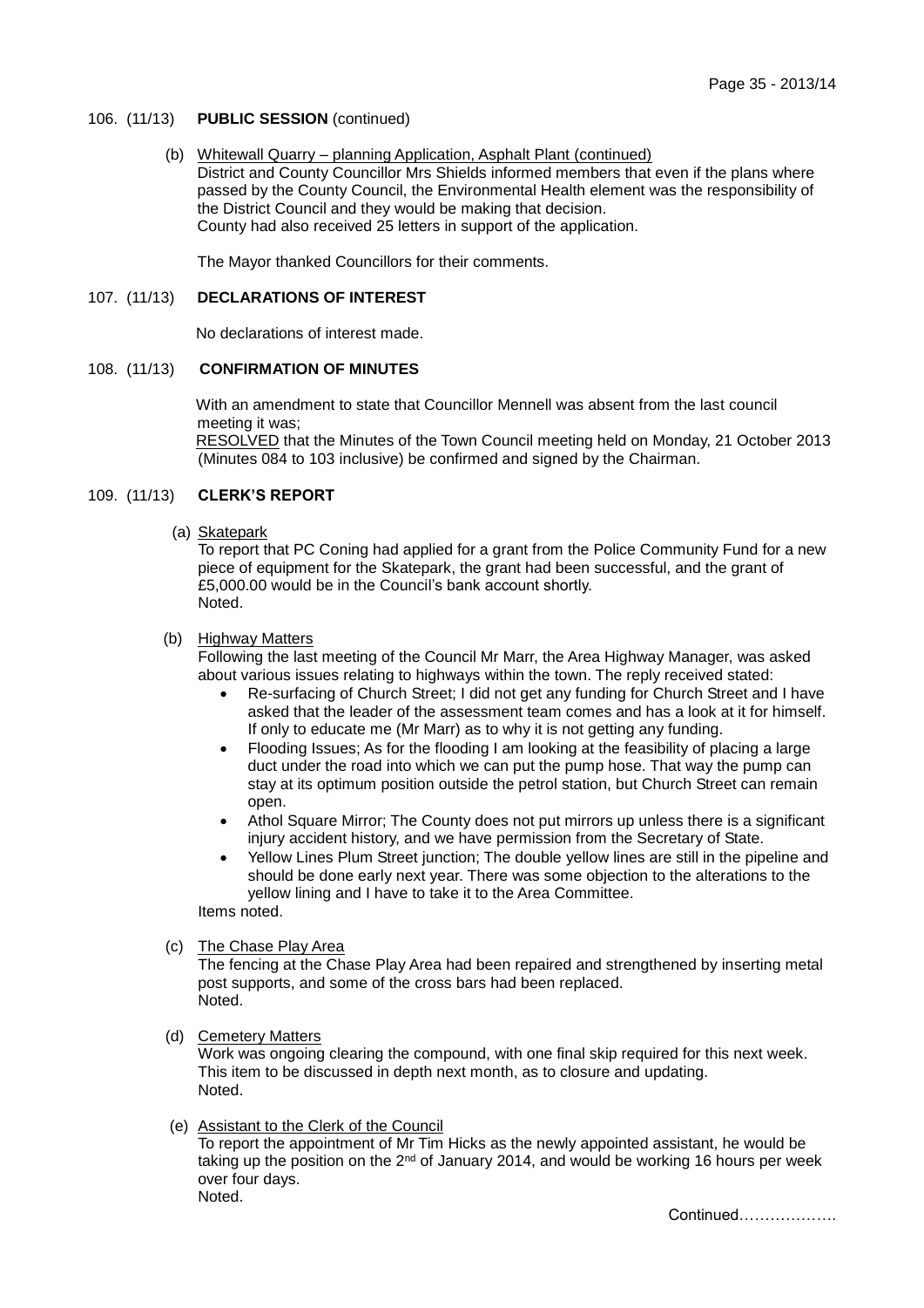106. (11/13) **PUBLIC SESSION** (continued)

(b) Whitewall Quarry – planning Application, Asphalt Plant (continued)
District and County Councillor Mrs Shields informed members that even if the plans where passed by the County Council, the Environmental Health element was the responsibility of the District Council and they would be making that decision.
County had also received 25 letters in support of the application.

The Mayor thanked Councillors for their comments.

107. (11/13) **DECLARATIONS OF INTEREST**

No declarations of interest made.

108. (11/13) **CONFIRMATION OF MINUTES**

With an amendment to state that Councillor Mennell was absent from the last council meeting it was;
RESOLVED that the Minutes of the Town Council meeting held on Monday, 21 October 2013 (Minutes 084 to 103 inclusive) be confirmed and signed by the Chairman.

109. (11/13) **CLERK'S REPORT**

(a) Skatepark
To report that PC Coning had applied for a grant from the Police Community Fund for a new piece of equipment for the Skatepark, the grant had been successful, and the grant of £5,000.00 would be in the Council's bank account shortly.
Noted.

(b) Highway Matters
Following the last meeting of the Council Mr Marr, the Area Highway Manager, was asked about various issues relating to highways within the town. The reply received stated:

- Re-surfacing of Church Street; I did not get any funding for Church Street and I have asked that the leader of the assessment team comes and has a look at it for himself. If only to educate me (Mr Marr) as to why it is not getting any funding.
- Flooding Issues; As for the flooding I am looking at the feasibility of placing a large duct under the road into which we can put the pump hose. That way the pump can stay at its optimum position outside the petrol station, but Church Street can remain open.
- Athol Square Mirror; The County does not put mirrors up unless there is a significant injury accident history, and we have permission from the Secretary of State.
- Yellow Lines Plum Street junction; The double yellow lines are still in the pipeline and should be done early next year. There was some objection to the alterations to the yellow lining and I have to take it to the Area Committee.

Items noted.

(c) The Chase Play Area
The fencing at the Chase Play Area had been repaired and strengthened by inserting metal post supports, and some of the cross bars had been replaced.
Noted.

(d) Cemetery Matters
Work was ongoing clearing the compound, with one final skip required for this next week. This item to be discussed in depth next month, as to closure and updating.
Noted.

(e) Assistant to the Clerk of the Council
To report the appointment of Mr Tim Hicks as the newly appointed assistant, he would be taking up the position on the 2nd of January 2014, and would be working 16 hours per week over four days.
Noted.

Continued……………….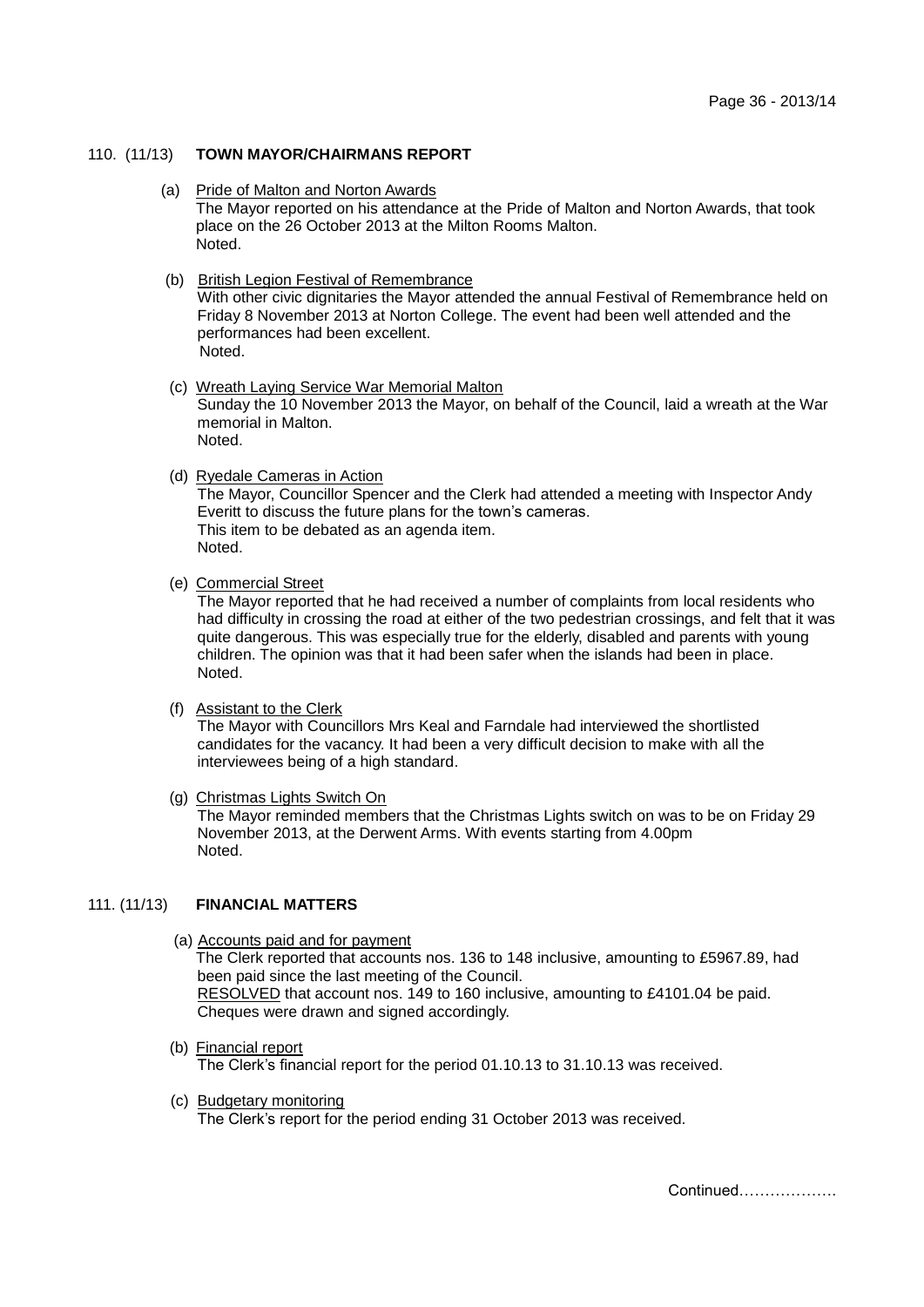## 110. (11/13) TOWN MAYOR/CHAIRMANS REPORT

(a) Pride of Malton and Norton Awards
The Mayor reported on his attendance at the Pride of Malton and Norton Awards, that took place on the 26 October 2013 at the Milton Rooms Malton.
Noted.

(b) British Legion Festival of Remembrance
With other civic dignitaries the Mayor attended the annual Festival of Remembrance held on Friday 8 November 2013 at Norton College. The event had been well attended and the performances had been excellent.
Noted.

(c) Wreath Laying Service War Memorial Malton
Sunday the 10 November 2013 the Mayor, on behalf of the Council, laid a wreath at the War memorial in Malton.
Noted.

(d) Ryedale Cameras in Action
The Mayor, Councillor Spencer and the Clerk had attended a meeting with Inspector Andy Everitt to discuss the future plans for the town's cameras.
This item to be debated as an agenda item.
Noted.

(e) Commercial Street
The Mayor reported that he had received a number of complaints from local residents who had difficulty in crossing the road at either of the two pedestrian crossings, and felt that it was quite dangerous. This was especially true for the elderly, disabled and parents with young children. The opinion was that it had been safer when the islands had been in place.
Noted.

(f) Assistant to the Clerk
The Mayor with Councillors Mrs Keal and Farndale had interviewed the shortlisted candidates for the vacancy. It had been a very difficult decision to make with all the interviewees being of a high standard.

(g) Christmas Lights Switch On
The Mayor reminded members that the Christmas Lights switch on was to be on Friday 29 November 2013, at the Derwent Arms. With events starting from 4.00pm
Noted.

## 111. (11/13) FINANCIAL MATTERS

(a) Accounts paid and for payment
The Clerk reported that accounts nos. 136 to 148 inclusive, amounting to £5967.89, had been paid since the last meeting of the Council.
RESOLVED that account nos. 149 to 160 inclusive, amounting to £4101.04 be paid.
Cheques were drawn and signed accordingly.

(b) Financial report
The Clerk's financial report for the period 01.10.13 to 31.10.13 was received.

(c) Budgetary monitoring
The Clerk's report for the period ending 31 October 2013 was received.

Continued……………….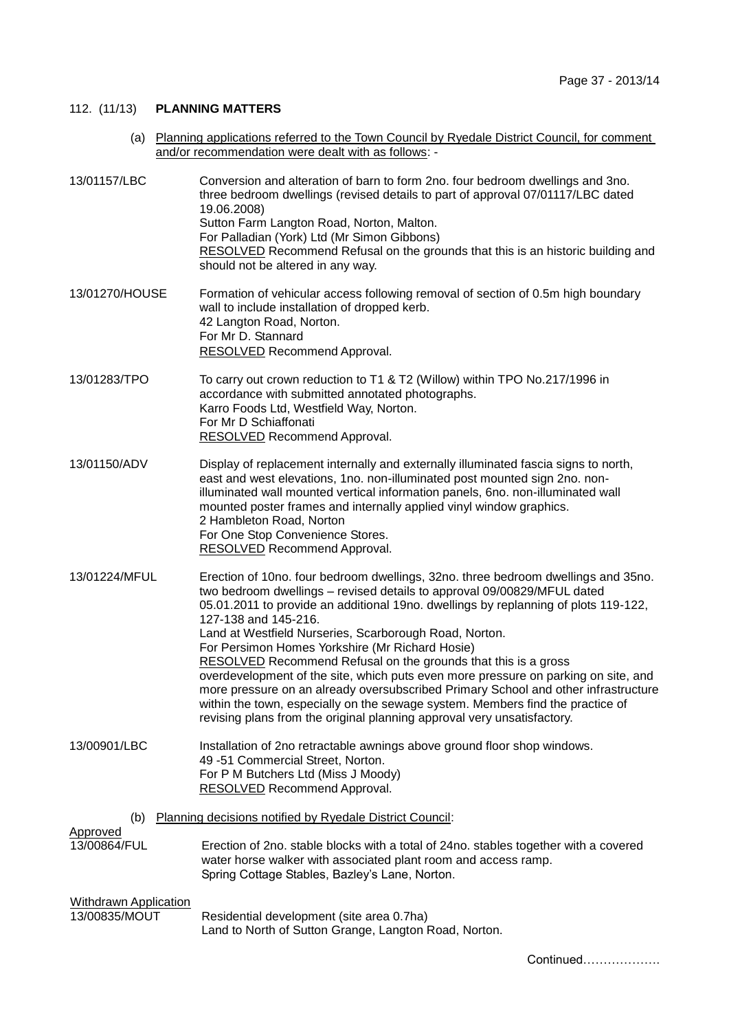## 112. (11/13) **PLANNING MATTERS**

(a) Planning applications referred to the Town Council by Ryedale District Council, for comment and/or recommendation were dealt with as follows: -

**13/01157/LBC**
Conversion and alteration of barn to form 2no. four bedroom dwellings and 3no. three bedroom dwellings (revised details to part of approval 07/01117/LBC dated 19.06.2008)
Sutton Farm Langton Road, Norton, Malton.
For Palladian (York) Ltd (Mr Simon Gibbons)
RESOLVED Recommend Refusal on the grounds that this is an historic building and should not be altered in any way.

**13/01270/HOUSE**
Formation of vehicular access following removal of section of 0.5m high boundary wall to include installation of dropped kerb.
42 Langton Road, Norton.
For Mr D. Stannard
RESOLVED Recommend Approval.

**13/01283/TPO**
To carry out crown reduction to T1 & T2 (Willow) within TPO No.217/1996 in accordance with submitted annotated photographs.
Karro Foods Ltd, Westfield Way, Norton.
For Mr D Schiaffonati
RESOLVED Recommend Approval.

**13/01150/ADV**
Display of replacement internally and externally illuminated fascia signs to north, east and west elevations, 1no. non-illuminated post mounted sign 2no. non-illuminated wall mounted vertical information panels, 6no. non-illuminated wall mounted poster frames and internally applied vinyl window graphics.
2 Hambleton Road, Norton
For One Stop Convenience Stores.
RESOLVED Recommend Approval.

**13/01224/MFUL**
Erection of 10no. four bedroom dwellings, 32no. three bedroom dwellings and 35no. two bedroom dwellings – revised details to approval 09/00829/MFUL dated 05.01.2011 to provide an additional 19no. dwellings by replanning of plots 119-122, 127-138 and 145-216.
Land at Westfield Nurseries, Scarborough Road, Norton.
For Persimon Homes Yorkshire (Mr Richard Hosie)
RESOLVED Recommend Refusal on the grounds that this is a gross overdevelopment of the site, which puts even more pressure on parking on site, and more pressure on an already oversubscribed Primary School and other infrastructure within the town, especially on the sewage system. Members find the practice of revising plans from the original planning approval very unsatisfactory.

**13/00901/LBC**
Installation of 2no retractable awnings above ground floor shop windows.
49 -51 Commercial Street, Norton.
For P M Butchers Ltd (Miss J Moody)
RESOLVED Recommend Approval.

(b) Planning decisions notified by Ryedale District Council:

Approved

**13/00864/FUL**
Erection of 2no. stable blocks with a total of 24no. stables together with a covered water horse walker with associated plant room and access ramp.
Spring Cottage Stables, Bazley's Lane, Norton.

Withdrawn Application

**13/00835/MOUT**
Residential development (site area 0.7ha)
Land to North of Sutton Grange, Langton Road, Norton.

Continued……………….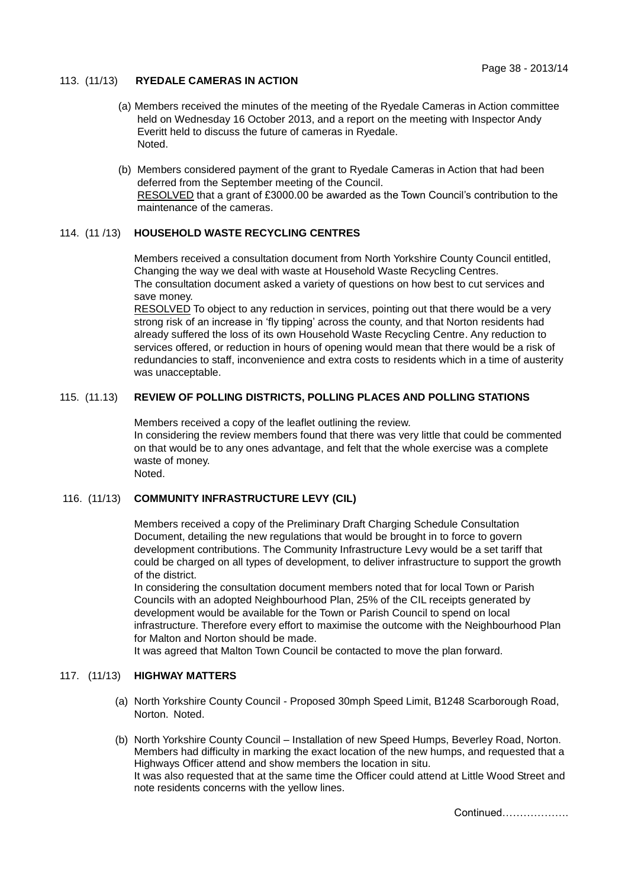### 113. (11/13) **RYEDALE CAMERAS IN ACTION**

(a) Members received the minutes of the meeting of the Ryedale Cameras in Action committee held on Wednesday 16 October 2013, and a report on the meeting with Inspector Andy Everitt held to discuss the future of cameras in Ryedale.
Noted.

(b) Members considered payment of the grant to Ryedale Cameras in Action that had been deferred from the September meeting of the Council.
RESOLVED that a grant of £3000.00 be awarded as the Town Council's contribution to the maintenance of the cameras.

### 114. (11 /13) **HOUSEHOLD WASTE RECYCLING CENTRES**

Members received a consultation document from North Yorkshire County Council entitled, Changing the way we deal with waste at Household Waste Recycling Centres.
The consultation document asked a variety of questions on how best to cut services and save money.
RESOLVED To object to any reduction in services, pointing out that there would be a very strong risk of an increase in 'fly tipping' across the county, and that Norton residents had already suffered the loss of its own Household Waste Recycling Centre. Any reduction to services offered, or reduction in hours of opening would mean that there would be a risk of redundancies to staff, inconvenience and extra costs to residents which in a time of austerity was unacceptable.

### 115. (11.13) **REVIEW OF POLLING DISTRICTS, POLLING PLACES AND POLLING STATIONS**

Members received a copy of the leaflet outlining the review.
In considering the review members found that there was very little that could be commented on that would be to any ones advantage, and felt that the whole exercise was a complete waste of money.
Noted.

### 116. (11/13) **COMMUNITY INFRASTRUCTURE LEVY (CIL)**

Members received a copy of the Preliminary Draft Charging Schedule Consultation Document, detailing the new regulations that would be brought in to force to govern development contributions. The Community Infrastructure Levy would be a set tariff that could be charged on all types of development, to deliver infrastructure to support the growth of the district.
In considering the consultation document members noted that for local Town or Parish Councils with an adopted Neighbourhood Plan, 25% of the CIL receipts generated by development would be available for the Town or Parish Council to spend on local infrastructure. Therefore every effort to maximise the outcome with the Neighbourhood Plan for Malton and Norton should be made.
It was agreed that Malton Town Council be contacted to move the plan forward.

### 117. (11/13) **HIGHWAY MATTERS**

(a) North Yorkshire County Council - Proposed 30mph Speed Limit, B1248 Scarborough Road, Norton. Noted.

(b) North Yorkshire County Council – Installation of new Speed Humps, Beverley Road, Norton. Members had difficulty in marking the exact location of the new humps, and requested that a Highways Officer attend and show members the location in situ.
It was also requested that at the same time the Officer could attend at Little Wood Street and note residents concerns with the yellow lines.

Continued……………….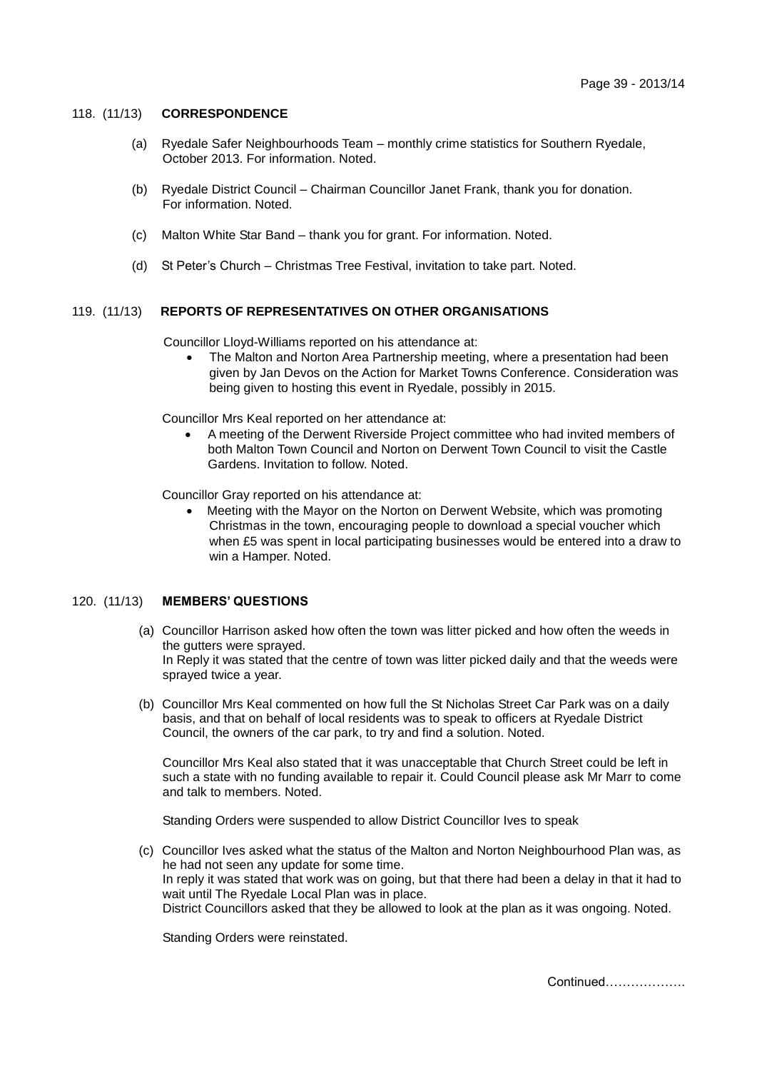118. (11/13) **CORRESPONDENCE**

(a) Ryedale Safer Neighbourhoods Team – monthly crime statistics for Southern Ryedale, October 2013. For information. Noted.

(b) Ryedale District Council – Chairman Councillor Janet Frank, thank you for donation. For information. Noted.

(c) Malton White Star Band – thank you for grant. For information. Noted.

(d) St Peter's Church – Christmas Tree Festival, invitation to take part. Noted.

119. (11/13) **REPORTS OF REPRESENTATIVES ON OTHER ORGANISATIONS**

Councillor Lloyd-Williams reported on his attendance at:

- The Malton and Norton Area Partnership meeting, where a presentation had been given by Jan Devos on the Action for Market Towns Conference. Consideration was being given to hosting this event in Ryedale, possibly in 2015.

Councillor Mrs Keal reported on her attendance at:

- A meeting of the Derwent Riverside Project committee who had invited members of both Malton Town Council and Norton on Derwent Town Council to visit the Castle Gardens. Invitation to follow. Noted.

Councillor Gray reported on his attendance at:

- Meeting with the Mayor on the Norton on Derwent Website, which was promoting Christmas in the town, encouraging people to download a special voucher which when £5 was spent in local participating businesses would be entered into a draw to win a Hamper. Noted.

120. (11/13) **MEMBERS' QUESTIONS**

(a) Councillor Harrison asked how often the town was litter picked and how often the weeds in the gutters were sprayed.
In Reply it was stated that the centre of town was litter picked daily and that the weeds were sprayed twice a year.

(b) Councillor Mrs Keal commented on how full the St Nicholas Street Car Park was on a daily basis, and that on behalf of local residents was to speak to officers at Ryedale District Council, the owners of the car park, to try and find a solution. Noted.

Councillor Mrs Keal also stated that it was unacceptable that Church Street could be left in such a state with no funding available to repair it. Could Council please ask Mr Marr to come and talk to members. Noted.

Standing Orders were suspended to allow District Councillor Ives to speak

(c) Councillor Ives asked what the status of the Malton and Norton Neighbourhood Plan was, as he had not seen any update for some time.
In reply it was stated that work was on going, but that there had been a delay in that it had to wait until The Ryedale Local Plan was in place.
District Councillors asked that they be allowed to look at the plan as it was ongoing. Noted.

Standing Orders were reinstated.

Continued……………….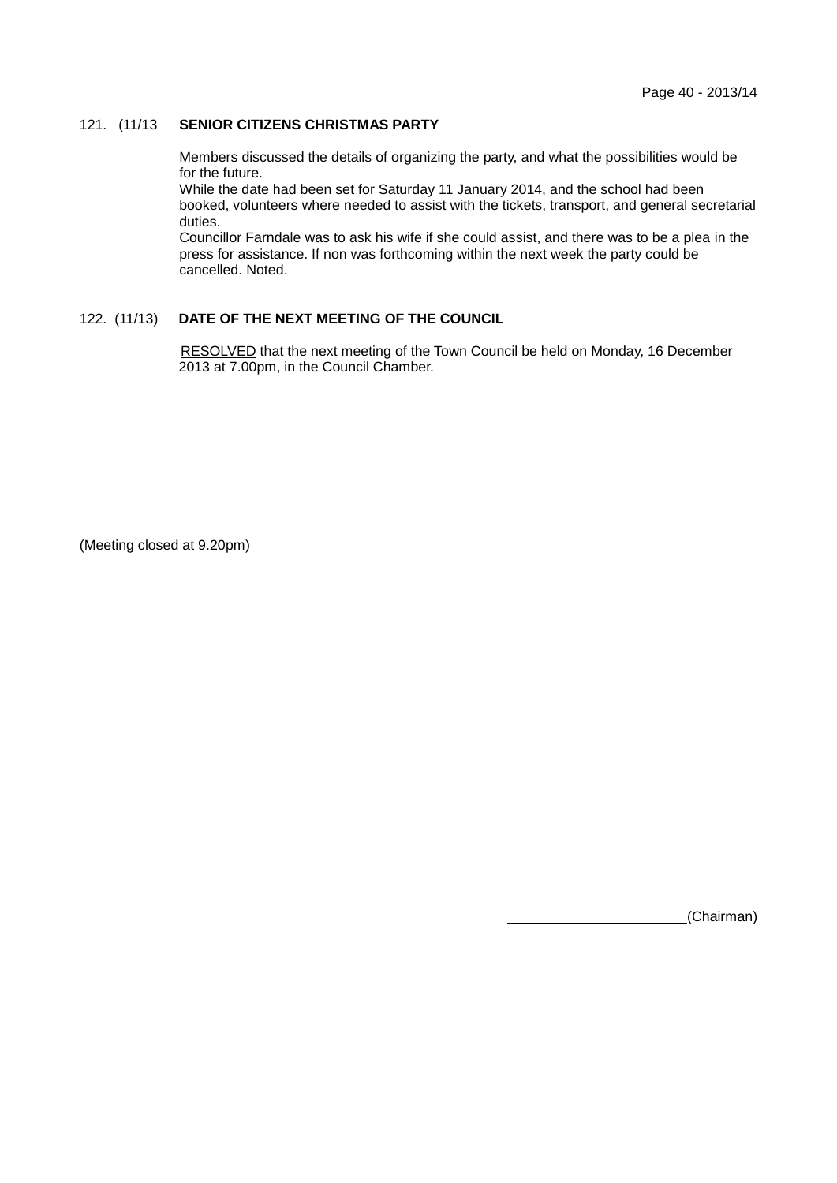121. (11/13 **SENIOR CITIZENS CHRISTMAS PARTY**

Members discussed the details of organizing the party, and what the possibilities would be for the future.

While the date had been set for Saturday 11 January 2014, and the school had been booked, volunteers where needed to assist with the tickets, transport, and general secretarial duties.

Councillor Farndale was to ask his wife if she could assist, and there was to be a plea in the press for assistance. If non was forthcoming within the next week the party could be cancelled. Noted.

122. (11/13) **DATE OF THE NEXT MEETING OF THE COUNCIL**

RESOLVED that the next meeting of the Town Council be held on Monday, 16 December 2013 at 7.00pm, in the Council Chamber.

(Meeting closed at 9.20pm)

\_\_\_\_\_\_\_\_\_\_\_\_\_\_\_\_\_\_\_\_\_\_ (Chairman)